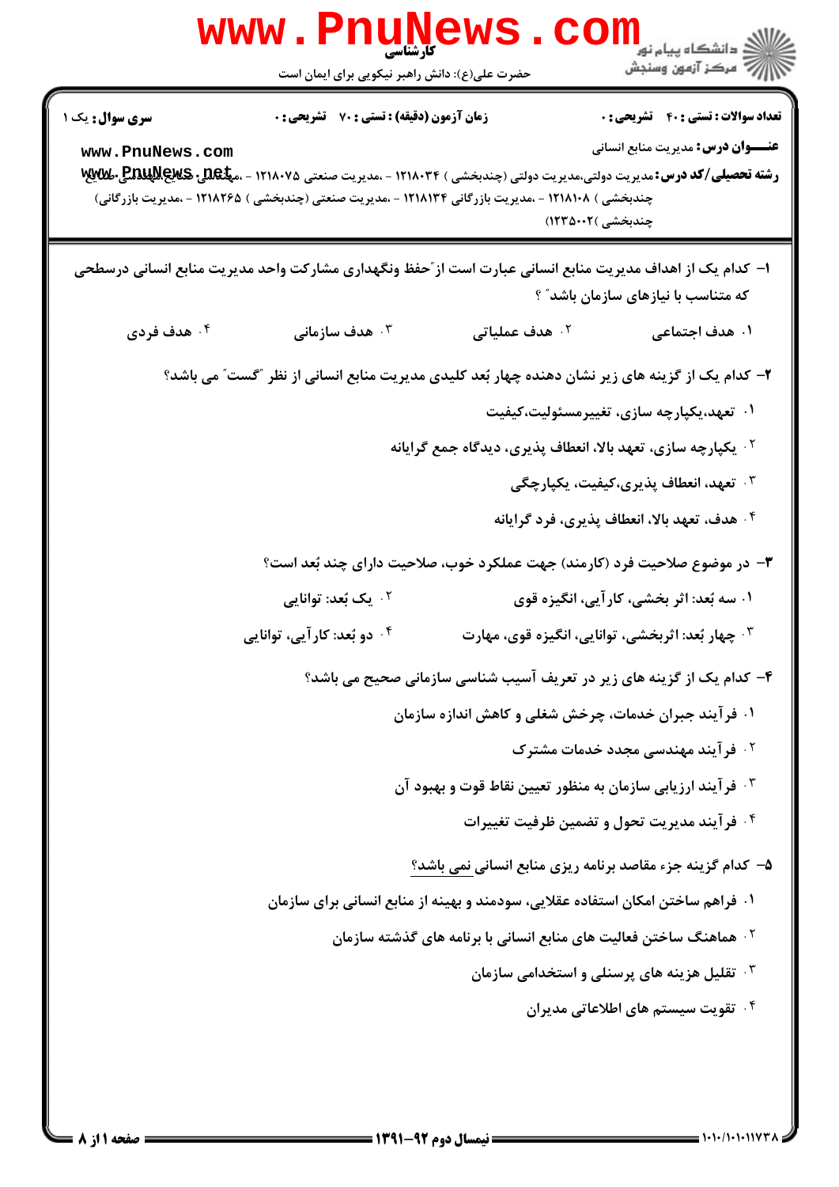**کارشناسی**

حضرت علی(ع): دانش راهبر نیکویی برای ایمان است

**سری سوال:** یک ۱ | **زمان آزمون (دقیقه) : تستی : ۷۰ تشریحی : ۰** | **تعداد سوالات : تستی : ۴۰ تشریحی : ۰**

**عنـــوان درس:** مدیریت منابع انسانی

**رشته تحصیلی/کد درس:** مدیریت دولتی،مدیریت دولتی (چندبخشی ) ۱۲۱۸۰۳۴ - ،مدیریت صنعتی ۱۲۱۸۰۷۵ - ،مهندسی صنایع،مهندسی صنایع (چندبخشی ) ۱۲۱۸۱۰۸ - ،مدیریت بازرگانی ۱۲۱۸۱۳۴ - ،مدیریت صنعتی (چندبخشی ) ۱۲۱۸۲۶۵ - ،مدیریت بازرگانی (چندبخشی )۱۲۳۵۰۰۲)

۱- کدام یک از اهداف مدیریت منابع انسانی عبارت است از"حفظ ونگهداری مشارکت واحد مدیریت منابع انسانی درسطحی که متناسب با نیازهای سازمان باشد" ؟

۱. هدف اجتماعی
۲. هدف عملیاتی
۳. هدف سازمانی
۴. هدف فردی

۲- کدام یک از گزینه های زیر نشان دهنده چهار بُعد کلیدی مدیریت منابع انسانی از نظر "گست" می باشد؟

۱. تعهد،یکپارچه سازی، تغییرمسئولیت،کیفیت
۲. یکپارچه سازی، تعهد بالا، انعطاف پذیری، دیدگاه جمع گرایانه
۳. تعهد، انعطاف پذیری،کیفیت، یکپارچگی
۴. هدف، تعهد بالا، انعطاف پذیری، فرد گرایانه

۳- در موضوع صلاحیت فرد (کارمند) جهت عملکرد خوب، صلاحیت دارای چند بُعد است؟

۱. سه بُعد: اثر بخشی، کارآیی، انگیزه قوی
۲. یک بُعد: توانایی
۳. چهار بُعد: اثربخشی، توانایی، انگیزه قوی، مهارت
۴. دو بُعد: کارآیی، توانایی

۴- کدام یک از گزینه های زیر در تعریف آسیب شناسی سازمانی صحیح می باشد؟

۱. فرآیند جبران خدمات، چرخش شغلی و کاهش اندازه سازمان
۲. فرآیند مهندسی مجدد خدمات مشترک
۳. فرآیند ارزیابی سازمان به منظور تعیین نقاط قوت و بهبود آن
۴. فرآیند مدیریت تحول و تضمین ظرفیت تغییرات

۵- کدام گزینه جزء مقاصد برنامه ریزی منابع انسانی نمی باشد؟

۱. فراهم ساختن امکان استفاده عقلایی، سودمند و بهینه از منابع انسانی برای سازمان
۲. هماهنگ ساختن فعالیت های منابع انسانی با برنامه های گذشته سازمان
۳. تقلیل هزینه های پرسنلی و استخدامی سازمان
۴. تقویت سیستم های اطلاعاتی مدیران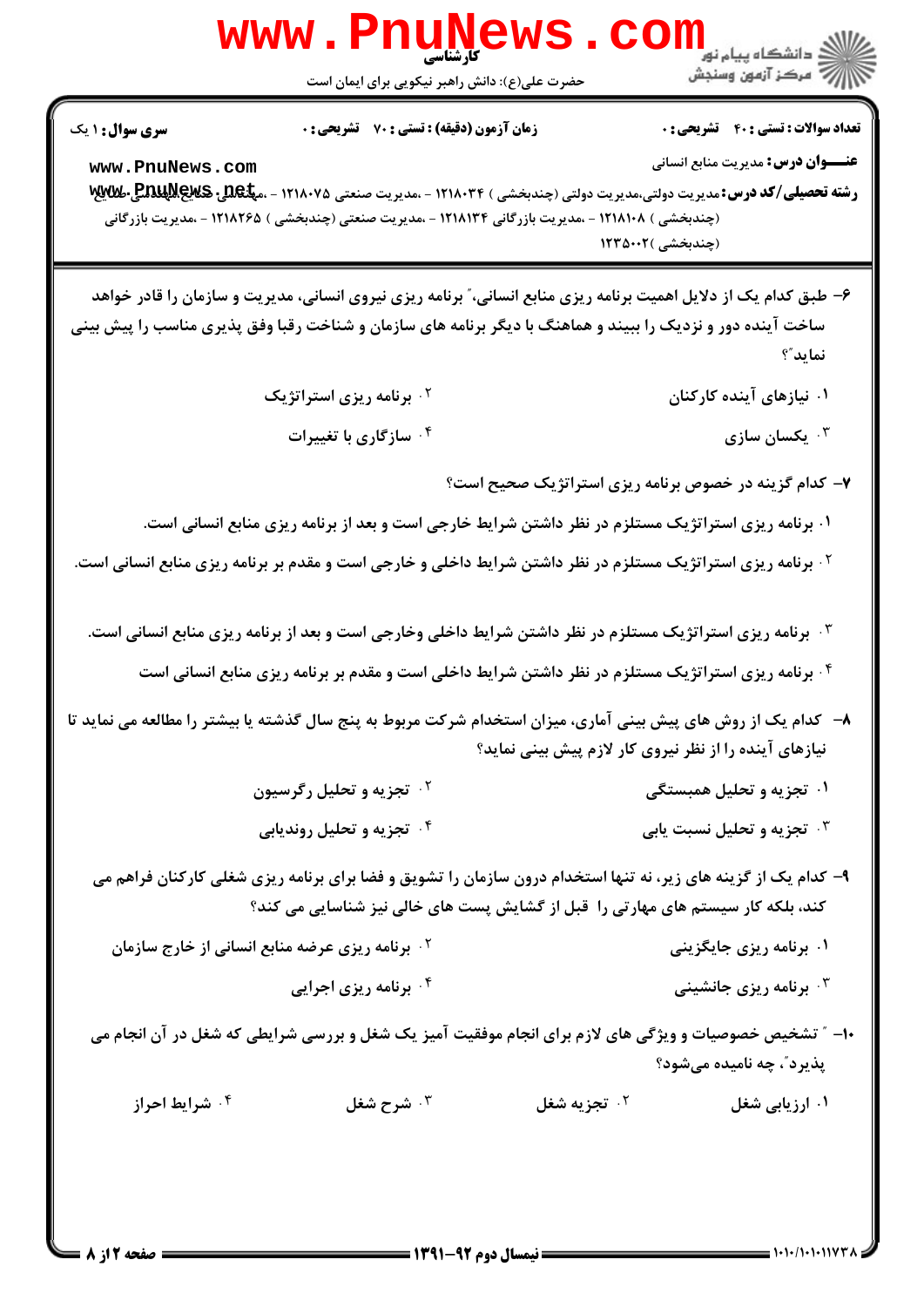**سری سوال:** ۱ یک | **زمان آزمون (دقیقه):** تستی: ۷۰ تشریحی: ۰ | **تعداد سوالات:** تستی: ۴۰ تشریحی: ۰

**عنوان درس:** مدیریت منابع انسانی

**رشته تحصیلی/کد درس:** مدیریت دولتی،مدیریت دولتی (چندبخشی) ۱۲۱۸۰۳۴ - ،مدیریت صنعتی ۱۲۱۸۰۷۵ - ،مهندسی صنایع،مهندسی صنایع (چندبخشی) ۱۲۱۸۱۰۸ - ،مدیریت بازرگانی ۱۲۱۸۱۳۴ - ،مدیریت صنعتی (چندبخشی) ۱۲۱۸۲۶۵ - ،مدیریت بازرگانی (چندبخشی) ۱۲۳۵۰۰۲

۶- طبق کدام یک از دلایل اهمیت برنامه ریزی منابع انسانی، "برنامه ریزی نیروی انسانی، مدیریت و سازمان را قادر خواهد ساخت آینده دور و نزدیک را ببیند و هماهنگ با دیگر برنامه های سازمان و شناخت رقبا وفق پذیری مناسب را پیش بینی نماید"؟

۱. نیازهای آینده کارکنان

۲. برنامه ریزی استراتژیک

۳. یکسان سازی

۴. سازگاری با تغییرات

۷- کدام گزینه در خصوص برنامه ریزی استراتژیک صحیح است؟

۱. برنامه ریزی استراتژیک مستلزم در نظر داشتن شرایط خارجی است و بعد از برنامه ریزی منابع انسانی است.

۲. برنامه ریزی استراتژیک مستلزم در نظر داشتن شرایط داخلی و خارجی است و مقدم بر برنامه ریزی منابع انسانی است.

۳. برنامه ریزی استراتژیک مستلزم در نظر داشتن شرایط داخلی وخارجی است و بعد از برنامه ریزی منابع انسانی است.

۴. برنامه ریزی استراتژیک مستلزم در نظر داشتن شرایط داخلی است و مقدم بر برنامه ریزی منابع انسانی است

۸- کدام یک از روش های پیش بینی آماری، میزان استخدام شرکت مربوط به پنج سال گذشته یا بیشتر را مطالعه می نماید تا نیازهای آینده را از نظر نیروی کار لازم پیش بینی نماید؟

۱. تجزیه و تحلیل همبستگی

۲. تجزیه و تحلیل رگرسیون

۳. تجزیه و تحلیل نسبت یابی

۴. تجزیه و تحلیل روندیابی

۹- کدام یک از گزینه های زیر، نه تنها استخدام درون سازمان را تشویق و فضا برای برنامه ریزی شغلی کارکنان فراهم می کند، بلکه کار سیستم های مهارتی را قبل از گشایش پست های خالی نیز شناسایی می کند؟

۱. برنامه ریزی جایگزینی

۲. برنامه ریزی عرضه منابع انسانی از خارج سازمان

۳. برنامه ریزی جانشینی

۴. برنامه ریزی اجرایی

۱۰- "تشخیص خصوصیات و ویژگی های لازم برای انجام موفقیت آمیز یک شغل و بررسی شرایطی که شغل در آن انجام می پذیرد"، چه نامیده می‌شود؟

۱. ارزیابی شغل

۲. تجزیه شغل

۳. شرح شغل

۴. شرایط احراز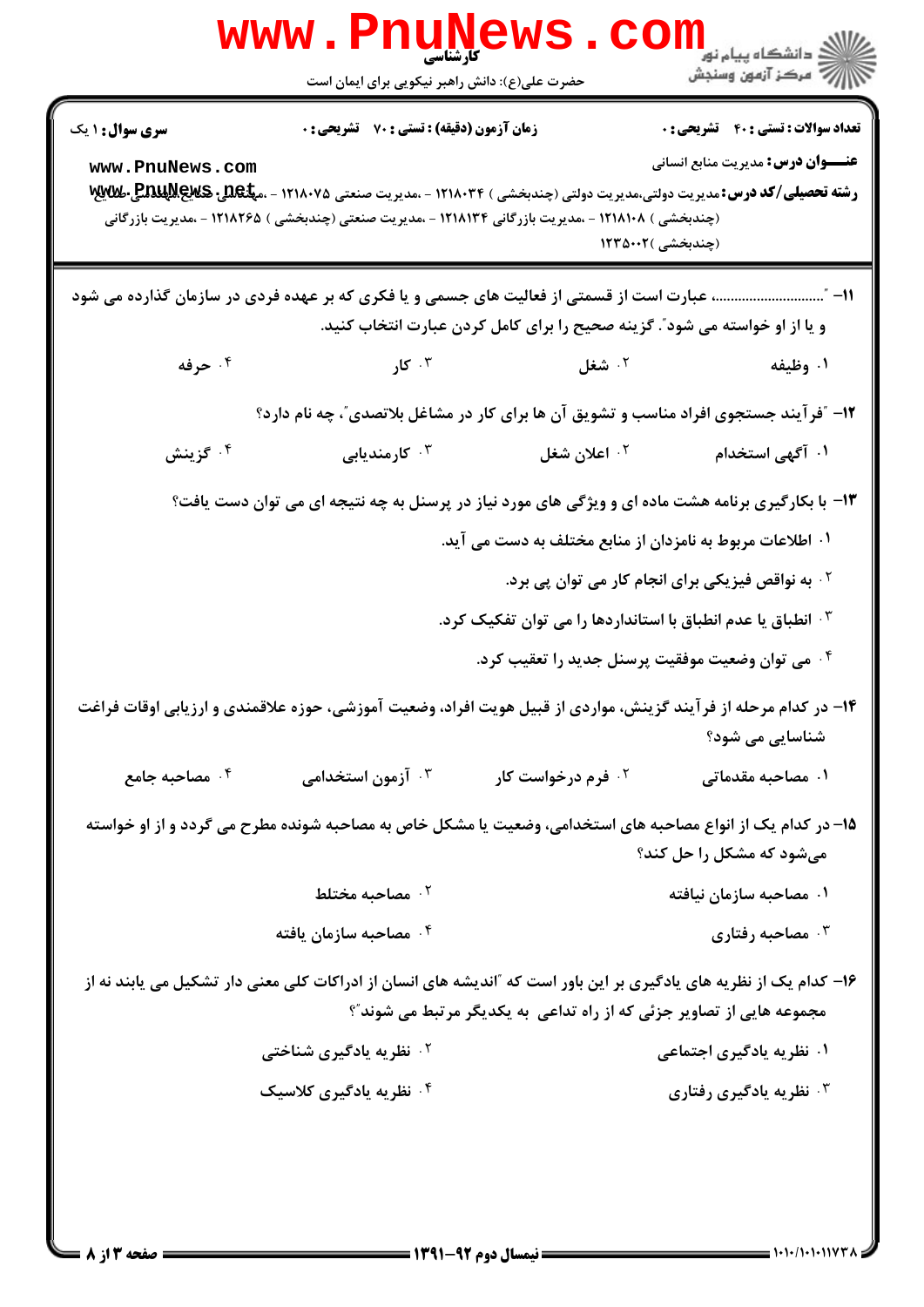**سری سوال:** ۱ یک

**زمان آزمون (دقیقه) : تستی : ۷۰ تشریحی : ۰**

**تعداد سوالات : تستی : ۴۰ تشریحی : ۰**

**عنـــوان درس:** مدیریت منابع انسانی

**رشته تحصیلی/کد درس:** مدیریت دولتی،مدیریت دولتی (چندبخشی ) ۱۲۱۸۰۳۴ - ،مدیریت صنعتی ۱۲۱۸۰۷۵ - ،مهندسی صنایع،مهندسی صنایع (چندبخشی ) ۱۲۱۸۱۰۸ - ،مدیریت بازرگانی ۱۲۱۸۱۳۴ - ،مدیریت صنعتی (چندبخشی ) ۱۲۱۸۲۶۵ - ،مدیریت بازرگانی (چندبخشی )۱۲۳۵۰۰۲

---

۱۱- "..........................، عبارت است از قسمتی از فعالیت های جسمی و یا فکری که بر عهده فردی در سازمان گذارده می شود و یا از او خواسته می شود". گزینه صحیح را برای کامل کردن عبارت انتخاب کنید.

۱. وظیفه ۲. شغل ۳. کار ۴. حرفه

۱۲- "فرآیند جستجوی افراد مناسب و تشویق آن ها برای کار در مشاغل بلاتصدی"، چه نام دارد؟

۱. آگهی استخدام ۲. اعلان شغل ۳. کارمندیابی ۴. گزینش

۱۳- با بکارگیری برنامه هشت ماده ای و ویژگی های مورد نیاز در پرسنل به چه نتیجه ای می توان دست یافت؟

۱. اطلاعات مربوط به نامزدان از منابع مختلف به دست می آید.

۲. به نواقص فیزیکی برای انجام کار می توان پی برد.

۳. انطباق یا عدم انطباق با استانداردها را می توان تفکیک کرد.

۴. می توان وضعیت موفقیت پرسنل جدید را تعقیب کرد.

۱۴- در کدام مرحله از فرآیند گزینش، مواردی از قبیل هویت افراد، وضعیت آموزشی، حوزه علاقمندی و ارزیابی اوقات فراغت شناسایی می شود؟

۱. مصاحبه مقدماتی ۲. فرم درخواست کار ۳. آزمون استخدامی ۴. مصاحبه جامع

۱۵- در کدام یک از انواع مصاحبه های استخدامی، وضعیت یا مشکل خاص به مصاحبه شونده مطرح می گردد و از او خواسته می‌شود که مشکل را حل کند؟

۱. مصاحبه سازمان نیافته ۲. مصاحبه مختلط

۳. مصاحبه رفتاری ۴. مصاحبه سازمان یافته

۱۶- کدام یک از نظریه های یادگیری بر این باور است که "اندیشه های انسان از ادراکات کلی معنی دار تشکیل می یابند نه از مجموعه هایی از تصاویر جزئی که از راه تداعی به یکدیگر مرتبط می شوند"؟

۱. نظریه یادگیری اجتماعی ۲. نظریه یادگیری شناختی

۳. نظریه یادگیری رفتاری ۴. نظریه یادگیری کلاسیک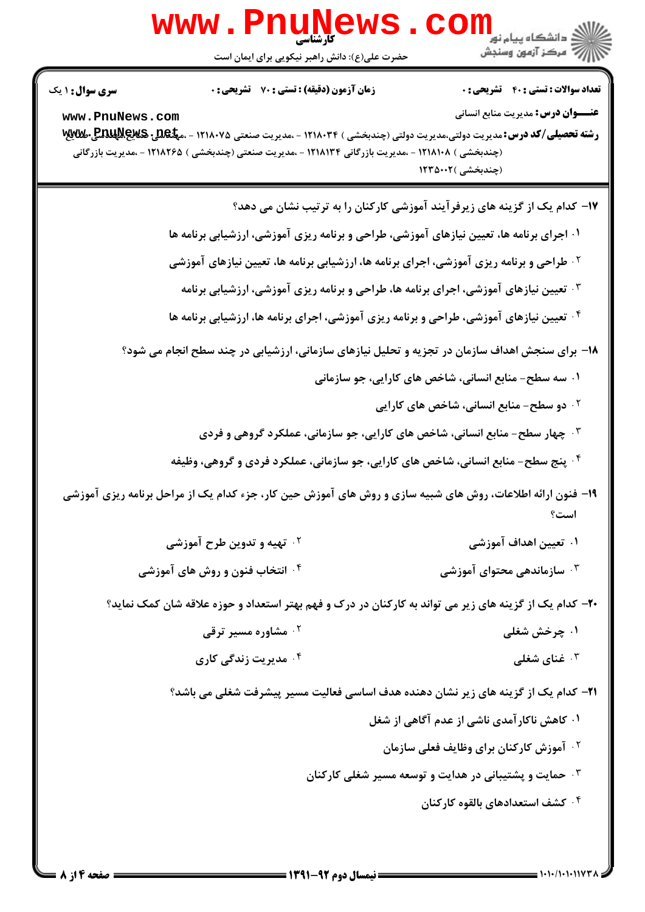**۱۷-** کدام یک از گزینه های زیرفرآیند آموزشی کارکنان را به ترتیب نشان می دهد؟

۱. اجرای برنامه ها، تعیین نیازهای آموزشی، طراحی و برنامه ریزی آموزشی، ارزشیابی برنامه ها

۲. طراحی و برنامه ریزی آموزشی، اجرای برنامه ها، ارزشیابی برنامه ها، تعیین نیازهای آموزشی

۳. تعیین نیازهای آموزشی، اجرای برنامه ها، طراحی و برنامه ریزی آموزشی، ارزشیابی برنامه

۴. تعیین نیازهای آموزشی، طراحی و برنامه ریزی آموزشی، اجرای برنامه ها، ارزشیابی برنامه ها

**۱۸-** برای سنجش اهداف سازمان در تجزیه و تحلیل نیازهای سازمانی، ارزشیابی در چند سطح انجام می شود؟

۱. سه سطح- منابع انسانی، شاخص های کارایی، جو سازمانی

۲. دو سطح- منابع انسانی، شاخص های کارایی

۳. چهار سطح- منابع انسانی، شاخص های کارایی، جو سازمانی، عملکرد گروهی و فردی

۴. پنج سطح- منابع انسانی، شاخص های کارایی، جو سازمانی، عملکرد فردی و گروهی، وظیفه

**۱۹-** فنون ارائه اطلاعات، روش های شبیه سازی و روش های آموزش حین کار، جزء کدام یک از مراحل برنامه ریزی آموزشی است؟

۱. تعیین اهداف آموزشی

۲. تهیه و تدوین طرح آموزشی

۳. سازماندهی محتوای آموزشی

۴. انتخاب فنون و روش های آموزشی

**۲۰-** کدام یک از گزینه های زیر می تواند به کارکنان در درک و فهم بهتر استعداد و حوزه علاقه شان کمک نماید؟

۱. چرخش شغلی

۲. مشاوره مسیر ترقی

۳. غنای شغلی

۴. مدیریت زندگی کاری

**۲۱-** کدام یک از گزینه های زیر نشان دهنده هدف اساسی فعالیت مسیر پیشرفت شغلی می باشد؟

۱. کاهش ناکارآمدی ناشی از عدم آگاهی از شغل

۲. آموزش کارکنان برای وظایف فعلی سازمان

۳. حمایت و پشتیبانی در هدایت و توسعه مسیر شغلی کارکنان

۴. کشف استعدادهای بالقوه کارکنان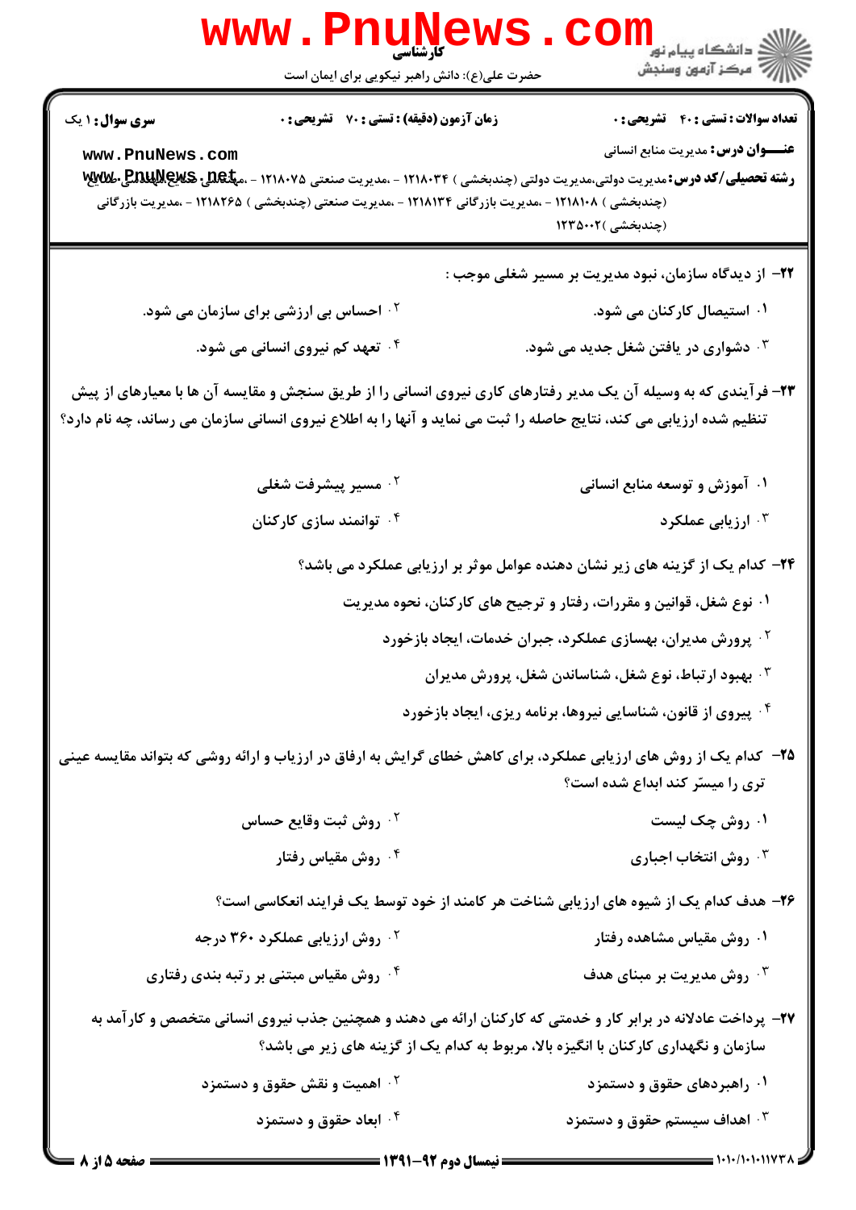۲۲- از دیدگاه سازمان، نبود مدیریت بر مسیر شغلی موجب :

۱. استیصال کارکنان می شود.

۲. احساس بی ارزشی برای سازمان می شود.

۳. دشواری در یافتن شغل جدید می شود.

۴. تعهد کم نیروی انسانی می شود.

۲۳- فرآیندی که به وسیله آن یک مدیر رفتارهای کاری نیروی انسانی را از طریق سنجش و مقایسه آن ها با معیارهای از پیش تنظیم شده ارزیابی می کند، نتایج حاصله را ثبت می نماید و آنها را به اطلاع نیروی انسانی سازمان می رساند، چه نام دارد؟

۱. آموزش و توسعه منابع انسانی

۲. مسیر پیشرفت شغلی

۳. ارزیابی عملکرد

۴. توانمند سازی کارکنان

۲۴- کدام یک از گزینه های زیر نشان دهنده عوامل موثر بر ارزیابی عملکرد می باشد؟

۱. نوع شغل، قوانین و مقررات، رفتار و ترجیح های کارکنان، نحوه مدیریت

۲. پرورش مدیران، بهسازی عملکرد، جبران خدمات، ایجاد بازخورد

۳. بهبود ارتباط، نوع شغل، شناساندن شغل، پرورش مدیران

۴. پیروی از قانون، شناسایی نیروها، برنامه ریزی، ایجاد بازخورد

۲۵- کدام یک از روش های ارزیابی عملکرد، برای کاهش خطای گرایش به ارفاق در ارزیاب و ارائه روشی که بتواند مقایسه عینی تری را میسّر کند ابداع شده است؟

۱. روش چک لیست

۲. روش ثبت وقایع حساس

۳. روش انتخاب اجباری

۴. روش مقیاس رفتار

۲۶- هدف کدام یک از شیوه های ارزیابی شناخت هر کامند از خود توسط یک فرایند انعکاسی است؟

۱. روش مقیاس مشاهده رفتار

۲. روش ارزیابی عملکرد ۳۶۰ درجه

۳. روش مدیریت بر مبنای هدف

۴. روش مقیاس مبتنی بر رتبه بندی رفتاری

۲۷- پرداخت عادلانه در برابر کار و خدمتی که کارکنان ارائه می دهند و همچنین جذب نیروی انسانی متخصص و کارآمد به سازمان و نگهداری کارکنان با انگیزه بالا، مربوط به کدام یک از گزینه های زیر می باشد؟

۱. راهبردهای حقوق و دستمزد

۲. اهمیت و نقش حقوق و دستمزد

۳. اهداف سیستم حقوق و دستمزد

۴. ابعاد حقوق و دستمزد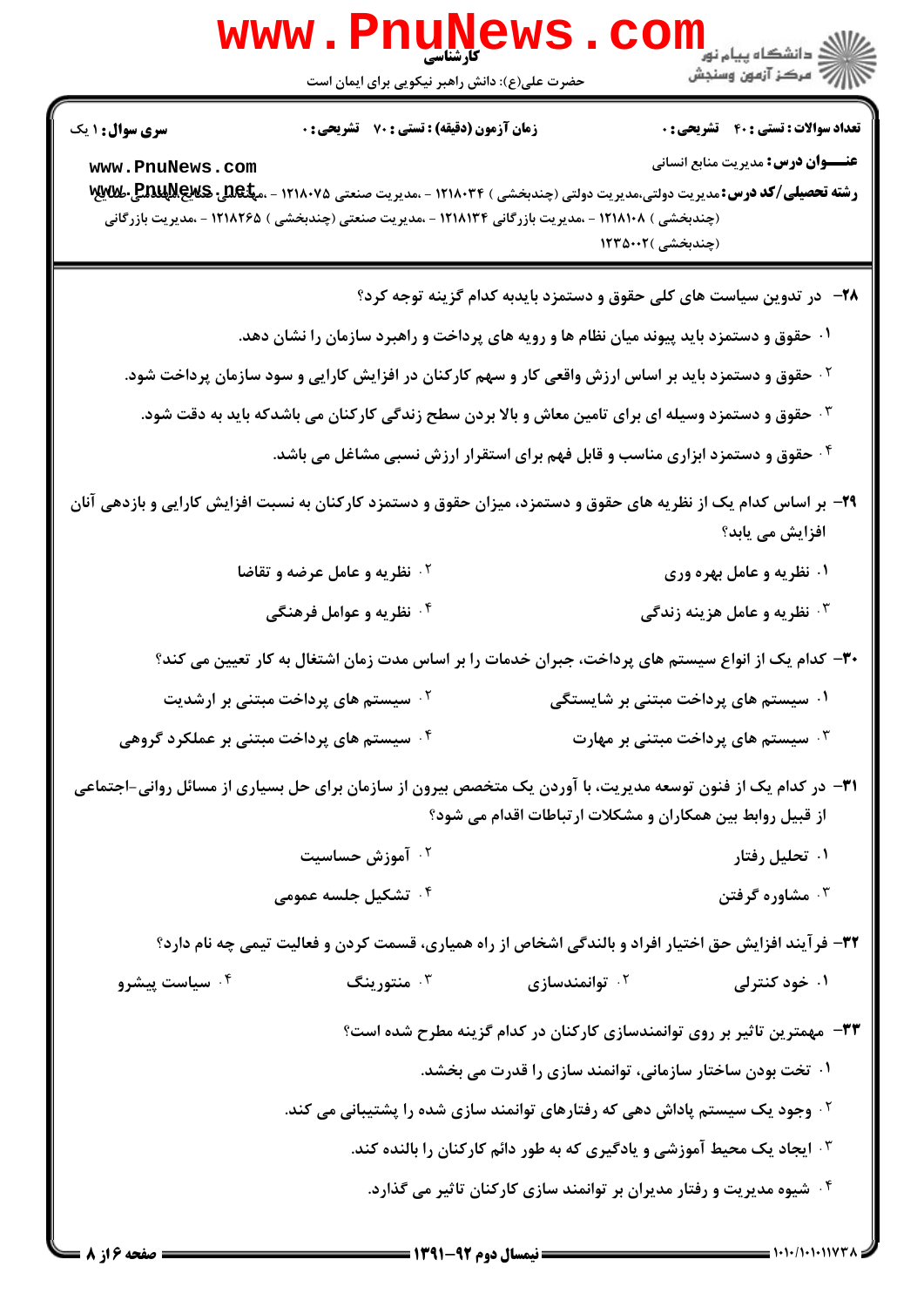۲۸- در تدوین سیاست های کلی حقوق و دستمزد بایدبه کدام گزینه توجه کرد؟

۱. حقوق و دستمزد باید پیوند میان نظام ها و رویه های پرداخت و راهبرد سازمان را نشان دهد.

۲. حقوق و دستمزد باید بر اساس ارزش واقعی کار و سهم کارکنان در افزایش کارایی و سود سازمان پرداخت شود.

۳. حقوق و دستمزد وسیله ای برای تامین معاش و بالا بردن سطح زندگی کارکنان می باشدکه باید به دقت شود.

۴. حقوق و دستمزد ابزاری مناسب و قابل فهم برای استقرار ارزش نسبی مشاغل می باشد.

۲۹- بر اساس کدام یک از نظریه های حقوق و دستمزد، میزان حقوق و دستمزد کارکنان به نسبت افزایش کارایی و بازدهی آنان افزایش می یابد؟

۱. نظریه و عامل بهره وری

۲. نظریه و عامل عرضه و تقاضا

۳. نظریه و عامل هزینه زندگی

۴. نظریه و عوامل فرهنگی

۳۰- کدام یک از انواع سیستم های پرداخت، جبران خدمات را بر اساس مدت زمان اشتغال به کار تعیین می کند؟

۱. سیستم های پرداخت مبتنی بر شایستگی

۲. سیستم های پرداخت مبتنی بر ارشدیت

۳. سیستم های پرداخت مبتنی بر مهارت

۴. سیستم های پرداخت مبتنی بر عملکرد گروهی

۳۱- در کدام یک از فنون توسعه مدیریت، با آوردن یک متخصص بیرون از سازمان برای حل بسیاری از مسائل روانی-اجتماعی از قبیل روابط بین همکاران و مشکلات ارتباطات اقدام می شود؟

۱. تحلیل رفتار

۲. آموزش حساسیت

۳. مشاوره گرفتن

۴. تشکیل جلسه عمومی

۳۲- فرآیند افزایش حق اختیار افراد و بالندگی اشخاص از راه همیاری، قسمت کردن و فعالیت تیمی چه نام دارد؟

۱. خود کنترلی

۲. توانمندسازی

۳. منتورینگ

۴. سیاست پیشرو

۳۳- مهمترین تاثیر بر روی توانمندسازی کارکنان در کدام گزینه مطرح شده است؟

۱. تخت بودن ساختار سازمانی، توانمند سازی را قدرت می بخشد.

۲. وجود یک سیستم پاداش دهی که رفتارهای توانمند سازی شده را پشتیبانی می کند.

۳. ایجاد یک محیط آموزشی و یادگیری که به طور دائم کارکنان را بالنده کند.

۴. شیوه مدیریت و رفتار مدیران بر توانمند سازی کارکنان تاثیر می گذارد.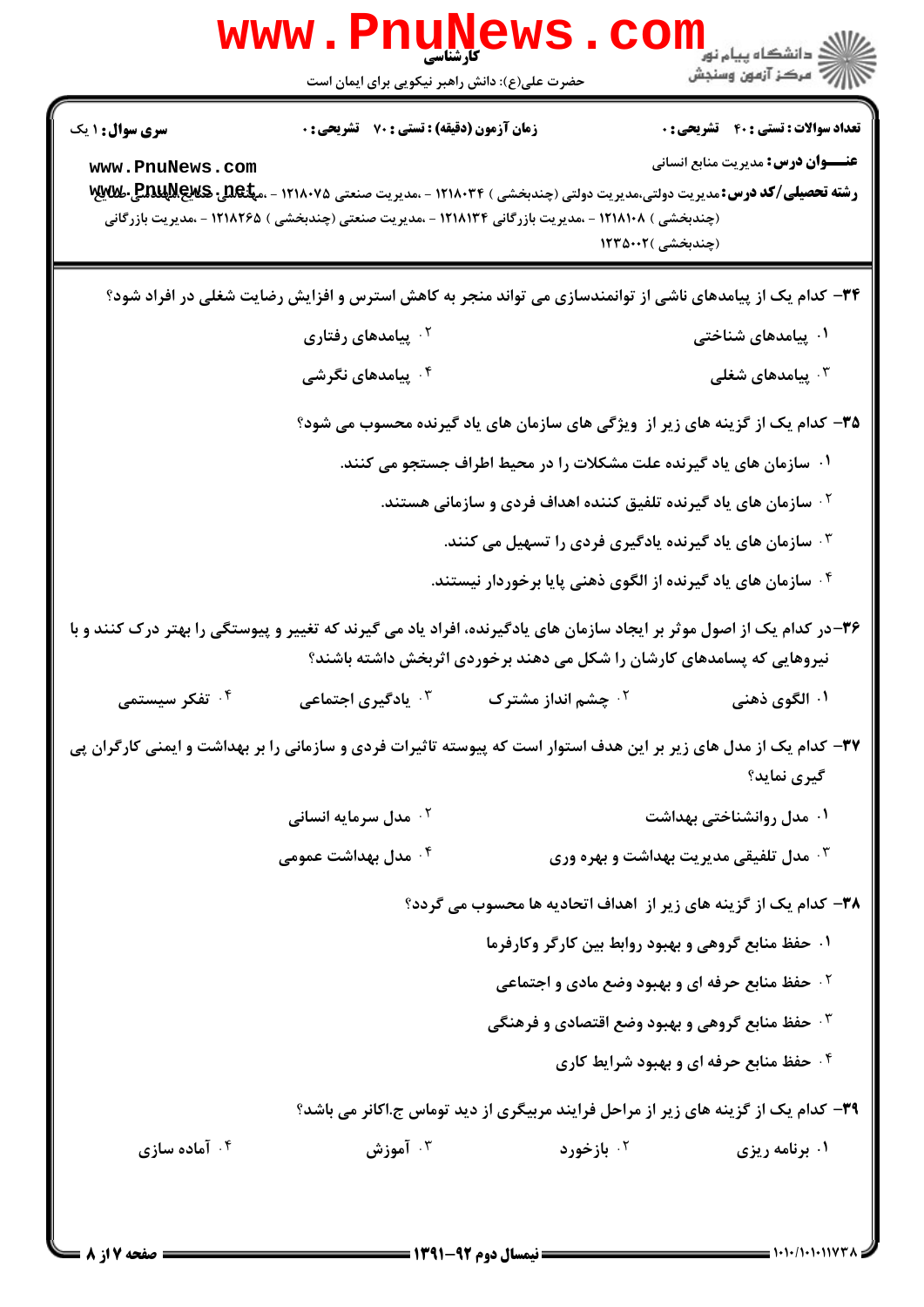۳۴- کدام یک از پیامدهای ناشی از توانمندسازی می تواند منجر به کاهش استرس و افزایش رضایت شغلی در افراد شود؟

۱. پیامدهای شناختی
۲. پیامدهای رفتاری
۳. پیامدهای شغلی
۴. پیامدهای نگرشی

۳۵- کدام یک از گزینه های زیر از ویژگی های سازمان های یاد گیرنده محسوب می شود؟

۱. سازمان های یاد گیرنده علت مشکلات را در محیط اطراف جستجو می کنند.
۲. سازمان های یاد گیرنده تلفیق کننده اهداف فردی و سازمانی هستند.
۳. سازمان های یاد گیرنده یادگیری فردی را تسهیل می کنند.
۴. سازمان های یاد گیرنده از الگوی ذهنی پایا برخوردار نیستند.

۳۶-در کدام یک از اصول موثر بر ایجاد سازمان های یادگیرنده، افراد یاد می گیرند که تغییر و پیوستگی را بهتر درک کنند و با نیروهایی که پسامدهای کارشان را شکل می دهند برخوردی اثربخش داشته باشند؟

۱. الگوی ذهنی
۲. چشم انداز مشترک
۳. یادگیری اجتماعی
۴. تفکر سیستمی

۳۷- کدام یک از مدل های زیر بر این هدف استوار است که پیوسته تاثیرات فردی و سازمانی را بر بهداشت و ایمنی کارگران پی گیری نماید؟

۱. مدل روانشناختی بهداشت
۲. مدل سرمایه انسانی
۳. مدل تلفیقی مدیریت بهداشت و بهره وری
۴. مدل بهداشت عمومی

۳۸- کدام یک از گزینه های زیر از اهداف اتحادیه ها محسوب می گردد؟

۱. حفظ منابع گروهی و بهبود روابط بین کارگر وکارفرما
۲. حفظ منابع حرفه ای و بهبود وضع مادی و اجتماعی
۳. حفظ منابع گروهی و بهبود وضع اقتصادی و فرهنگی
۴. حفظ منابع حرفه ای و بهبود شرایط کاری

۳۹- کدام یک از گزینه های زیر از مراحل فرایند مربیگری از دید توماس ج.اکانر می باشد؟

۱. برنامه ریزی
۲. بازخورد
۳. آموزش
۴. آماده سازی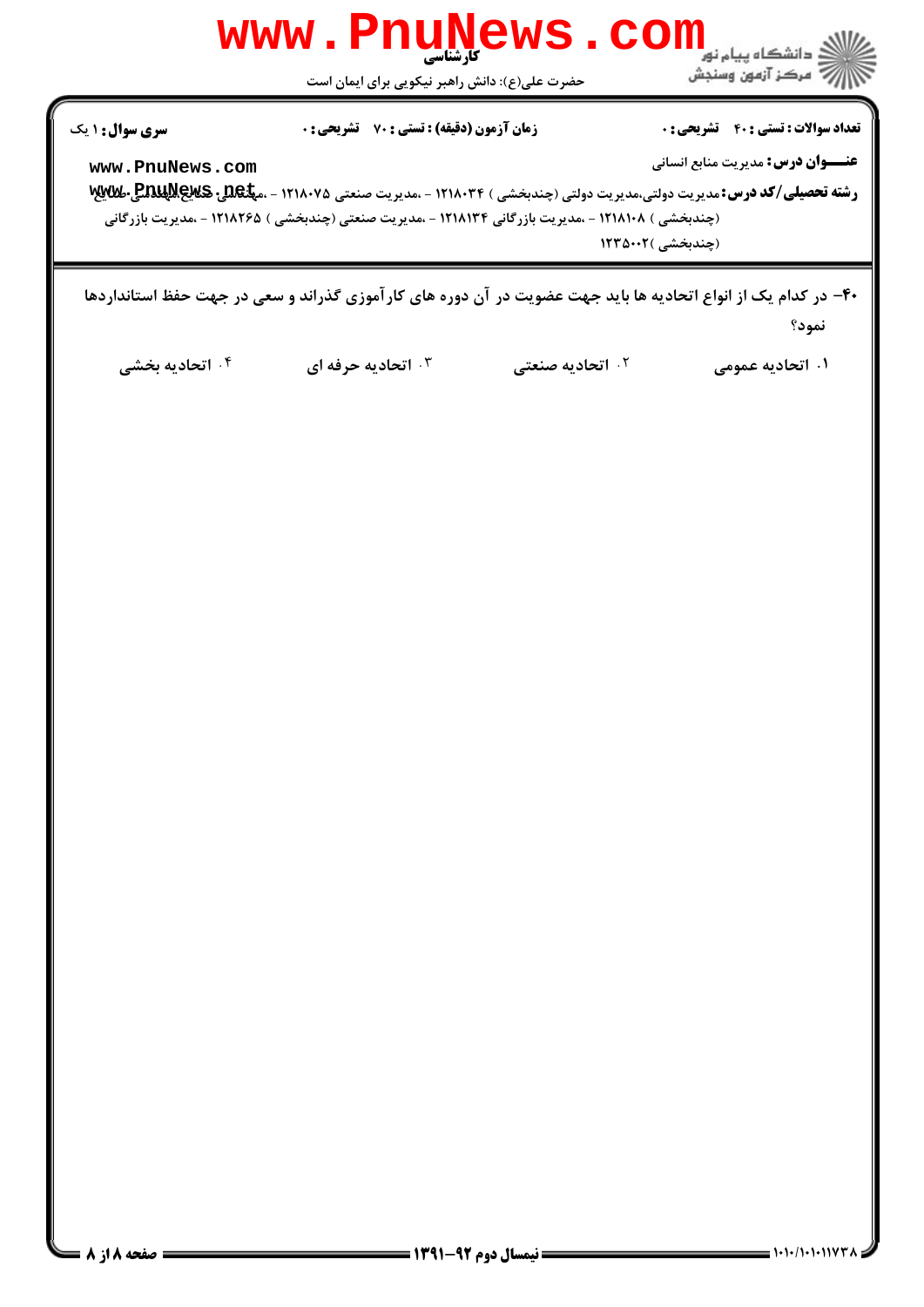**۴۰-** در کدام یک از انواع اتحادیه ها باید جهت عضویت در آن دوره های کارآموزی گذراند و سعی در جهت حفظ استانداردها نمود؟

۱. اتحادیه عمومی

۲. اتحادیه صنعتی

۳. اتحادیه حرفه ای

۴. اتحادیه بخشی